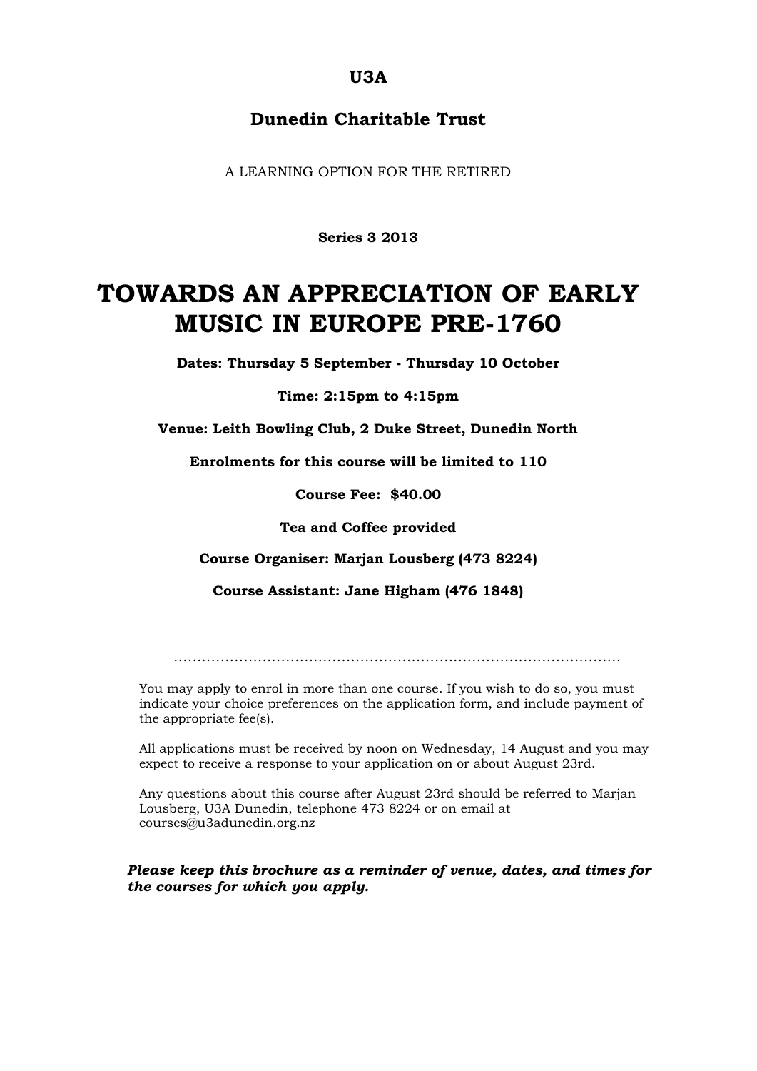**U3A**

**Dunedin Charitable Trust**

A LEARNING OPTION FOR THE RETIRED

**Series 3 2013**

# TOWARDS AN APPRECIATION OF EARLY MUSIC IN EUROPE PRE-1760

**Dates: Thursday 5 September - Thursday 10 October**

**Time: 2:15pm to 4:15pm**

**Venue: Leith Bowling Club, 2 Duke Street, Dunedin North**

**Enrolments for this course will be limited to 110**

**Course Fee: $40.00**

**Tea and Coffee provided**

**Course Organiser: Marjan Lousberg (473 8224)**

**Course Assistant: Jane Higham (476 1848)**

..........................................................................................

You may apply to enrol in more than one course. If you wish to do so, you must indicate your choice preferences on the application form, and include payment of the appropriate fee(s).

All applications must be received by noon on Wednesday, 14 August and you may expect to receive a response to your application on or about August 23rd.

Any questions about this course after August 23rd should be referred to Marjan Lousberg, U3A Dunedin, telephone 473 8224 or on email at courses@u3adunedin.org.nz

***Please keep this brochure as a reminder of venue, dates, and times for the courses for which you apply.***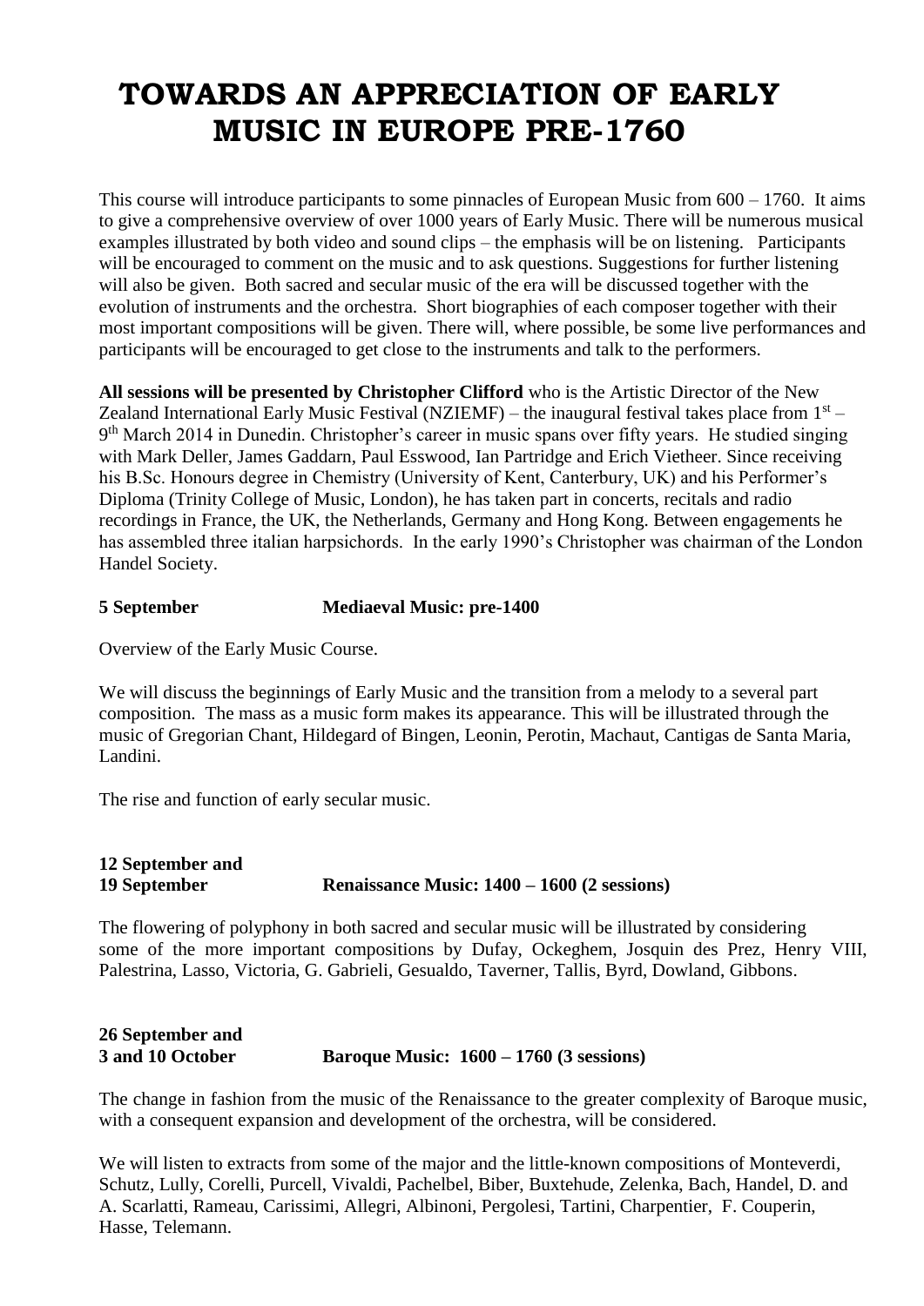# TOWARDS AN APPRECIATION OF EARLY MUSIC IN EUROPE PRE-1760

This course will introduce participants to some pinnacles of European Music from 600 – 1760. It aims to give a comprehensive overview of over 1000 years of Early Music. There will be numerous musical examples illustrated by both video and sound clips – the emphasis will be on listening. Participants will be encouraged to comment on the music and to ask questions. Suggestions for further listening will also be given. Both sacred and secular music of the era will be discussed together with the evolution of instruments and the orchestra. Short biographies of each composer together with their most important compositions will be given. There will, where possible, be some live performances and participants will be encouraged to get close to the instruments and talk to the performers.

**All sessions will be presented by Christopher Clifford** who is the Artistic Director of the New Zealand International Early Music Festival (NZIEMF) – the inaugural festival takes place from 1st – 9th March 2014 in Dunedin. Christopher's career in music spans over fifty years. He studied singing with Mark Deller, James Gaddarn, Paul Esswood, Ian Partridge and Erich Vietheer. Since receiving his B.Sc. Honours degree in Chemistry (University of Kent, Canterbury, UK) and his Performer's Diploma (Trinity College of Music, London), he has taken part in concerts, recitals and radio recordings in France, the UK, the Netherlands, Germany and Hong Kong. Between engagements he has assembled three italian harpsichords. In the early 1990's Christopher was chairman of the London Handel Society.

**5 September** **Mediaeval Music: pre-1400**

Overview of the Early Music Course.

We will discuss the beginnings of Early Music and the transition from a melody to a several part composition. The mass as a music form makes its appearance. This will be illustrated through the music of Gregorian Chant, Hildegard of Bingen, Leonin, Perotin, Machaut, Cantigas de Santa Maria, Landini.

The rise and function of early secular music.

**12 September and**
**19 September** **Renaissance Music: 1400 – 1600 (2 sessions)**

The flowering of polyphony in both sacred and secular music will be illustrated by considering some of the more important compositions by Dufay, Ockeghem, Josquin des Prez, Henry VIII, Palestrina, Lasso, Victoria, G. Gabrieli, Gesualdo, Taverner, Tallis, Byrd, Dowland, Gibbons.

**26 September and**
**3 and 10 October** **Baroque Music: 1600 – 1760 (3 sessions)**

The change in fashion from the music of the Renaissance to the greater complexity of Baroque music, with a consequent expansion and development of the orchestra, will be considered.

We will listen to extracts from some of the major and the little-known compositions of Monteverdi, Schutz, Lully, Corelli, Purcell, Vivaldi, Pachelbel, Biber, Buxtehude, Zelenka, Bach, Handel, D. and A. Scarlatti, Rameau, Carissimi, Allegri, Albinoni, Pergolesi, Tartini, Charpentier, F. Couperin, Hasse, Telemann.